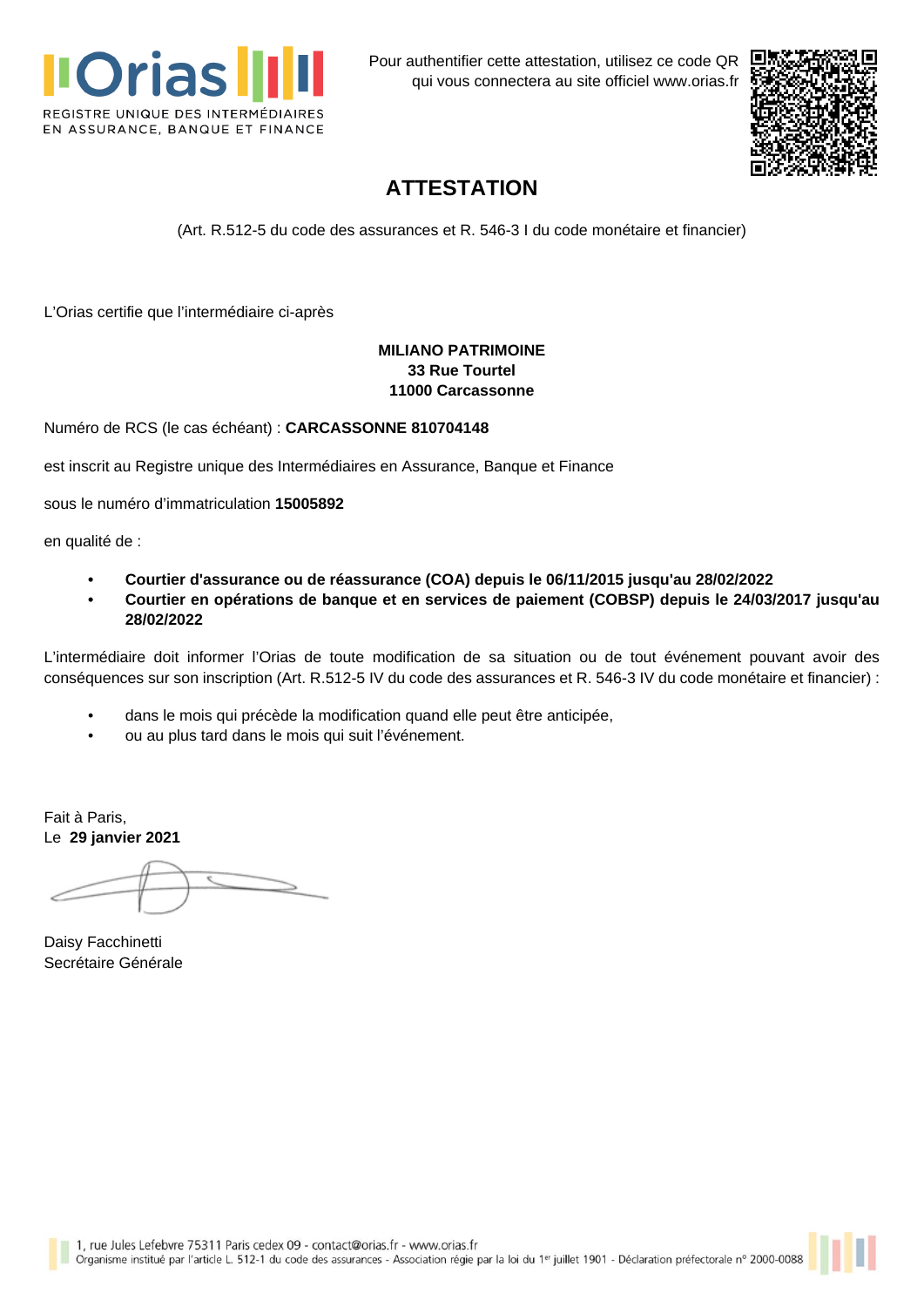Orias
REGISTRE UNIQUE DES INTERMÉDIAIRES EN ASSURANCE, BANQUE ET FINANCE

Pour authentifier cette attestation, utilisez ce code QR qui vous connectera au site officiel www.orias.fr

# ATTESTATION

(Art. R.512-5 du code des assurances et R. 546-3 I du code monétaire et financier)

L'Orias certifie que l'intermédiaire ci-après

**MILIANO PATRIMOINE**
**33 Rue Tourtel**
**11000 Carcassonne**

Numéro de RCS (le cas échéant) : **CARCASSONNE 810704148**

est inscrit au Registre unique des Intermédiaires en Assurance, Banque et Finance

sous le numéro d'immatriculation **15005892**

en qualité de :

- **Courtier d'assurance ou de réassurance (COA) depuis le 06/11/2015 jusqu'au 28/02/2022**
- **Courtier en opérations de banque et en services de paiement (COBSP) depuis le 24/03/2017 jusqu'au 28/02/2022**

L'intermédiaire doit informer l'Orias de toute modification de sa situation ou de tout événement pouvant avoir des conséquences sur son inscription (Art. R.512-5 IV du code des assurances et R. 546-3 IV du code monétaire et financier) :

- dans le mois qui précède la modification quand elle peut être anticipée,
- ou au plus tard dans le mois qui suit l'événement.

Fait à Paris,
Le **29 janvier 2021**

Daisy Facchinetti
Secrétaire Générale

1, rue Jules Lefebvre 75311 Paris cedex 09 - contact@orias.fr - www.orias.fr
Organisme institué par l'article L. 512-1 du code des assurances - Association régie par la loi du 1er juillet 1901 - Déclaration préfectorale n° 2000-0088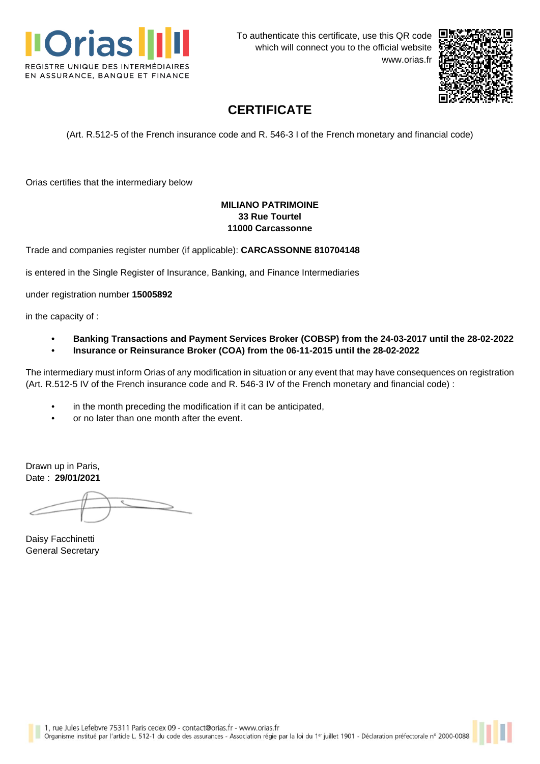REGISTRE UNIQUE DES INTERMÉDIAIRES EN ASSURANCE, BANQUE ET FINANCE

To authenticate this certificate, use this QR code which will connect you to the official website www.orias.fr

# CERTIFICATE

(Art. R.512-5 of the French insurance code and R. 546-3 I of the French monetary and financial code)

Orias certifies that the intermediary below

**MILIANO PATRIMOINE**
**33 Rue Tourtel**
**11000 Carcassonne**

Trade and companies register number (if applicable): **CARCASSONNE 810704148**

is entered in the Single Register of Insurance, Banking, and Finance Intermediaries

under registration number **15005892**

in the capacity of :

- **Banking Transactions and Payment Services Broker (COBSP) from the 24-03-2017 until the 28-02-2022**
- **Insurance or Reinsurance Broker (COA) from the 06-11-2015 until the 28-02-2022**

The intermediary must inform Orias of any modification in situation or any event that may have consequences on registration (Art. R.512-5 IV of the French insurance code and R. 546-3 IV of the French monetary and financial code) :

- in the month preceding the modification if it can be anticipated,
- or no later than one month after the event.

Drawn up in Paris,
Date : **29/01/2021**

Daisy Facchinetti
General Secretary

1, rue Jules Lefebvre 75311 Paris cedex 09 - contact@orias.fr - www.orias.fr
Organisme institué par l'article L. 512-1 du code des assurances - Association régie par la loi du 1er juillet 1901 - Déclaration préfectorale n° 2000-0088